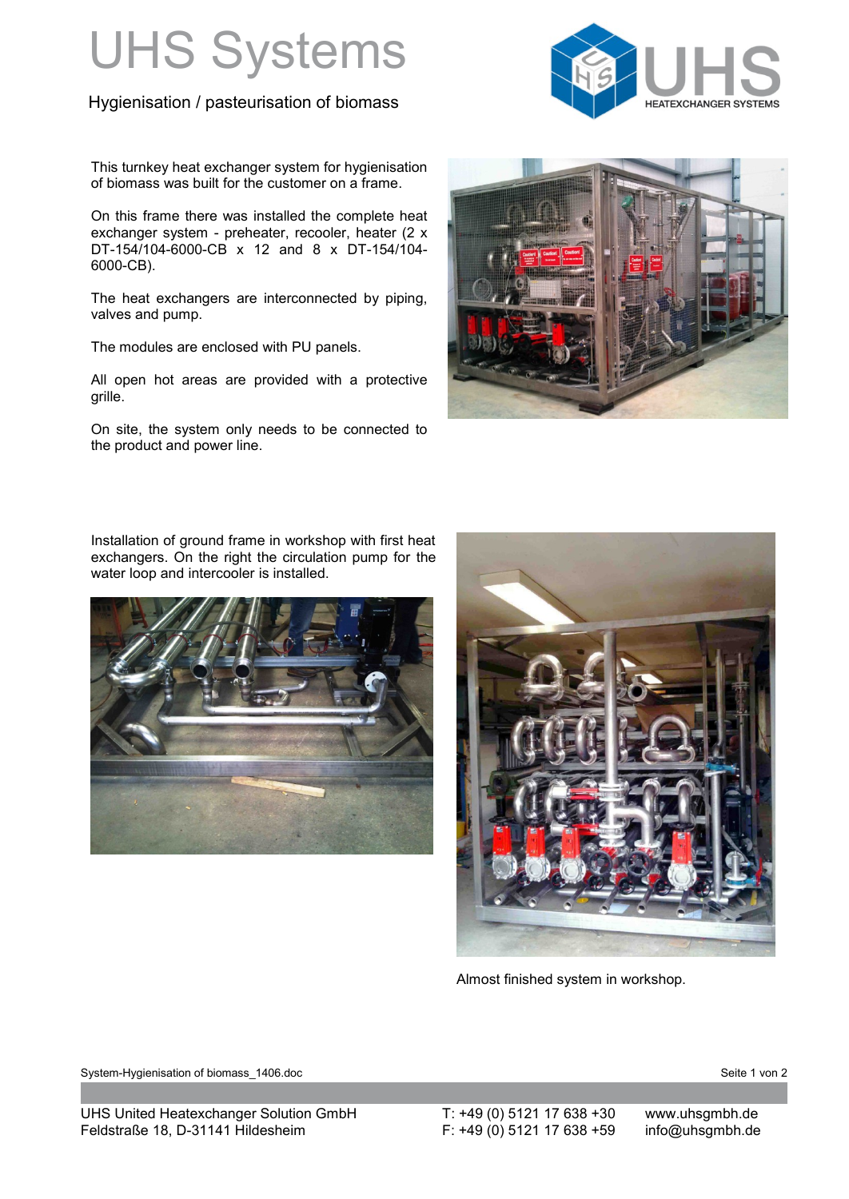# UHS Systems

Hygienisation / pasteurisation of biomass

This turnkey heat exchanger system for hygienisation of biomass was built for the customer on a frame.

On this frame there was installed the complete heat exchanger system - preheater, recooler, heater (2 x DT-154/104-6000-CB x 12 and 8 x DT-154/104-6000-CB).

The heat exchangers are interconnected by piping, valves and pump.

The modules are enclosed with PU panels.

All open hot areas are provided with a protective grille.

On site, the system only needs to be connected to the product and power line.

Installation of ground frame in workshop with first heat exchangers. On the right the circulation pump for the water loop and intercooler is installed.

Almost finished system in workshop.

System-Hygienisation of biomass_1406.doc

UHS United Heatexchanger Solution GmbH
Feldstraße 18, D-31141 Hildesheim

T: +49 (0) 5121 17 638 +30
F: +49 (0) 5121 17 638 +59

www.uhsgmbh.de
info@uhsgmbh.de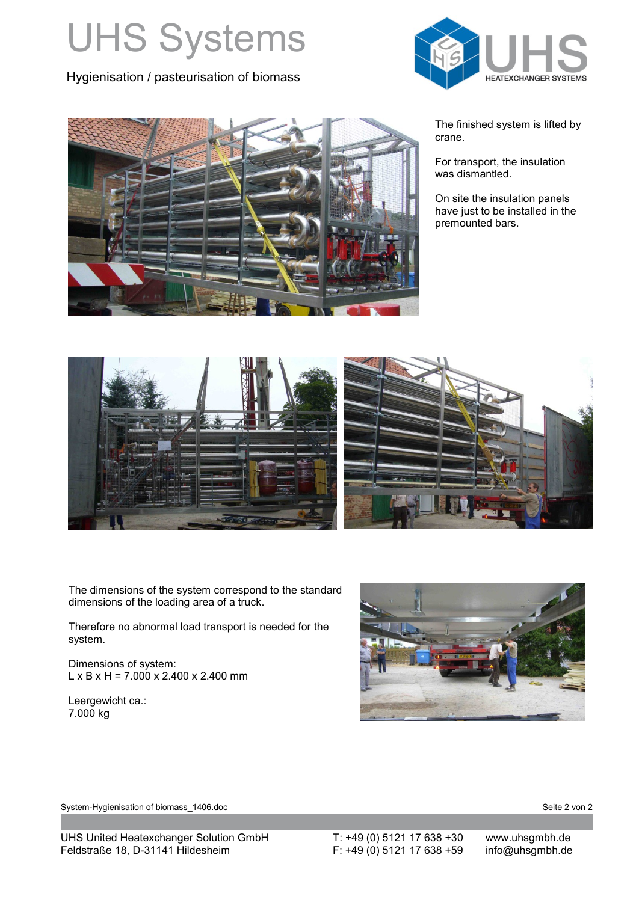# UHS Systems

Hygienisation / pasteurisation of biomass

The finished system is lifted by crane.

For transport, the insulation was dismantled.

On site the insulation panels have just to be installed in the premounted bars.

The dimensions of the system correspond to the standard dimensions of the loading area of a truck.

Therefore no abnormal load transport is needed for the system.

Dimensions of system:
L x B x H = 7.000 x 2.400 x 2.400 mm

Leergewicht ca.:
7.000 kg

UHS United Heatexchanger Solution GmbH
Feldstraße 18, D-31141 Hildesheim

T: +49 (0) 5121 17 638 +30
F: +49 (0) 5121 17 638 +59

www.uhsgmbh.de
info@uhsgmbh.de